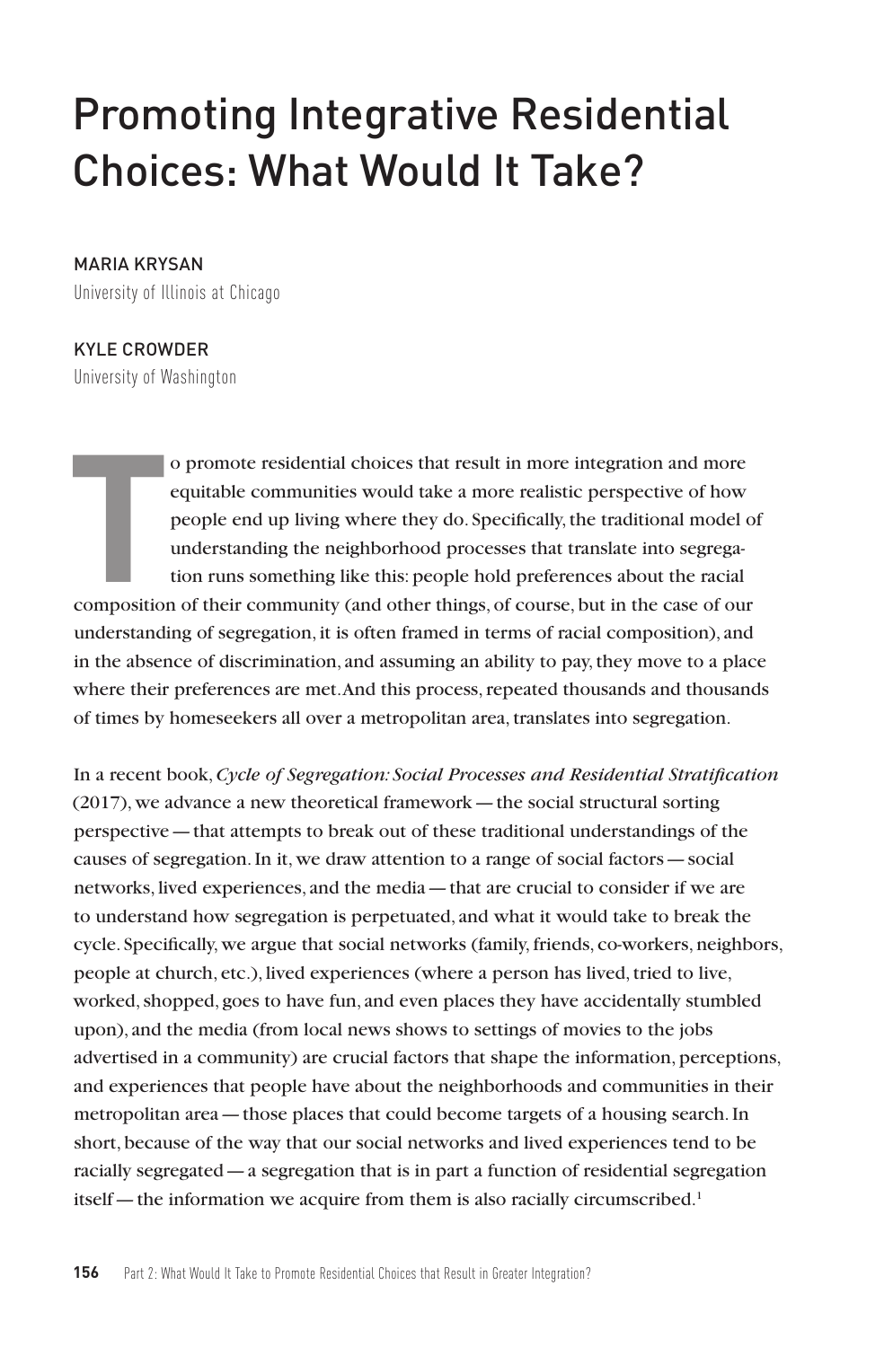# Promoting Integrative Residential Choices: What Would It Take?

MARIA KRYSAN
University of Illinois at Chicago

KYLE CROWDER
University of Washington

To promote residential choices that result in more integration and more equitable communities would take a more realistic perspective of how people end up living where they do. Specifically, the traditional model of understanding the neighborhood processes that translate into segregation runs something like this: people hold preferences about the racial composition of their community (and other things, of course, but in the case of our understanding of segregation, it is often framed in terms of racial composition), and in the absence of discrimination, and assuming an ability to pay, they move to a place where their preferences are met. And this process, repeated thousands and thousands of times by homeseekers all over a metropolitan area, translates into segregation.

In a recent book, *Cycle of Segregation: Social Processes and Residential Stratification* (2017), we advance a new theoretical framework — the social structural sorting perspective — that attempts to break out of these traditional understandings of the causes of segregation. In it, we draw attention to a range of social factors — social networks, lived experiences, and the media — that are crucial to consider if we are to understand how segregation is perpetuated, and what it would take to break the cycle. Specifically, we argue that social networks (family, friends, co-workers, neighbors, people at church, etc.), lived experiences (where a person has lived, tried to live, worked, shopped, goes to have fun, and even places they have accidentally stumbled upon), and the media (from local news shows to settings of movies to the jobs advertised in a community) are crucial factors that shape the information, perceptions, and experiences that people have about the neighborhoods and communities in their metropolitan area — those places that could become targets of a housing search. In short, because of the way that our social networks and lived experiences tend to be racially segregated — a segregation that is in part a function of residential segregation itself — the information we acquire from them is also racially circumscribed.[1]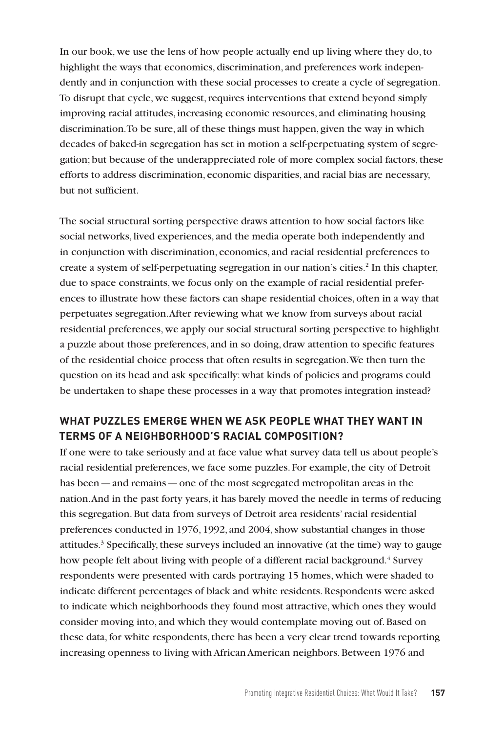In our book, we use the lens of how people actually end up living where they do, to highlight the ways that economics, discrimination, and preferences work independently and in conjunction with these social processes to create a cycle of segregation. To disrupt that cycle, we suggest, requires interventions that extend beyond simply improving racial attitudes, increasing economic resources, and eliminating housing discrimination. To be sure, all of these things must happen, given the way in which decades of baked-in segregation has set in motion a self-perpetuating system of segregation; but because of the underappreciated role of more complex social factors, these efforts to address discrimination, economic disparities, and racial bias are necessary, but not sufficient.

The social structural sorting perspective draws attention to how social factors like social networks, lived experiences, and the media operate both independently and in conjunction with discrimination, economics, and racial residential preferences to create a system of self-perpetuating segregation in our nation's cities.[2] In this chapter, due to space constraints, we focus only on the example of racial residential preferences to illustrate how these factors can shape residential choices, often in a way that perpetuates segregation. After reviewing what we know from surveys about racial residential preferences, we apply our social structural sorting perspective to highlight a puzzle about those preferences, and in so doing, draw attention to specific features of the residential choice process that often results in segregation. We then turn the question on its head and ask specifically: what kinds of policies and programs could be undertaken to shape these processes in a way that promotes integration instead?

## WHAT PUZZLES EMERGE WHEN WE ASK PEOPLE WHAT THEY WANT IN TERMS OF A NEIGHBORHOOD'S RACIAL COMPOSITION?

If one were to take seriously and at face value what survey data tell us about people's racial residential preferences, we face some puzzles. For example, the city of Detroit has been — and remains — one of the most segregated metropolitan areas in the nation. And in the past forty years, it has barely moved the needle in terms of reducing this segregation. But data from surveys of Detroit area residents' racial residential preferences conducted in 1976, 1992, and 2004, show substantial changes in those attitudes.[3] Specifically, these surveys included an innovative (at the time) way to gauge how people felt about living with people of a different racial background.[4] Survey respondents were presented with cards portraying 15 homes, which were shaded to indicate different percentages of black and white residents. Respondents were asked to indicate which neighborhoods they found most attractive, which ones they would consider moving into, and which they would contemplate moving out of. Based on these data, for white respondents, there has been a very clear trend towards reporting increasing openness to living with African American neighbors. Between 1976 and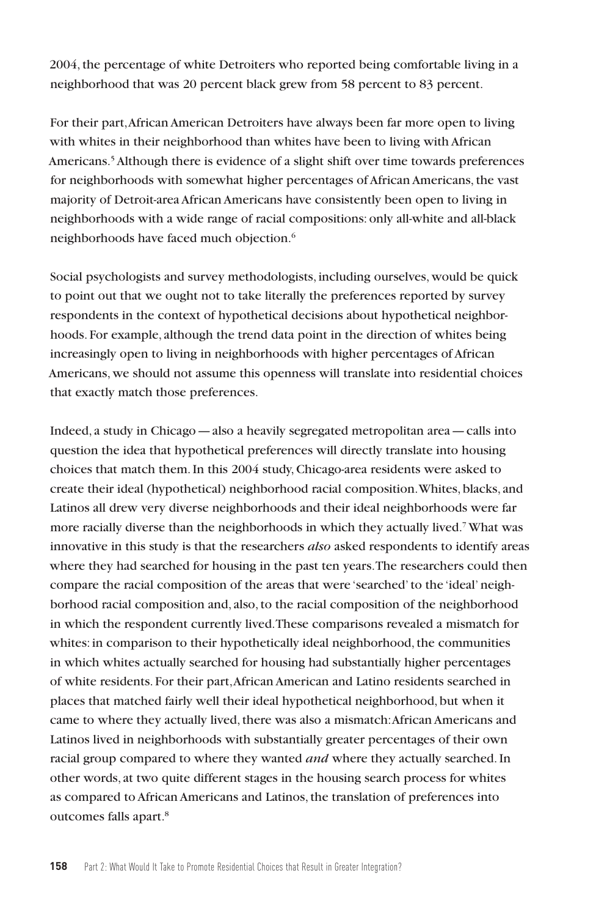2004, the percentage of white Detroiters who reported being comfortable living in a neighborhood that was 20 percent black grew from 58 percent to 83 percent.

For their part, African American Detroiters have always been far more open to living with whites in their neighborhood than whites have been to living with African Americans.[5] Although there is evidence of a slight shift over time towards preferences for neighborhoods with somewhat higher percentages of African Americans, the vast majority of Detroit-area African Americans have consistently been open to living in neighborhoods with a wide range of racial compositions: only all-white and all-black neighborhoods have faced much objection.[6]

Social psychologists and survey methodologists, including ourselves, would be quick to point out that we ought not to take literally the preferences reported by survey respondents in the context of hypothetical decisions about hypothetical neighborhoods. For example, although the trend data point in the direction of whites being increasingly open to living in neighborhoods with higher percentages of African Americans, we should not assume this openness will translate into residential choices that exactly match those preferences.

Indeed, a study in Chicago — also a heavily segregated metropolitan area — calls into question the idea that hypothetical preferences will directly translate into housing choices that match them. In this 2004 study, Chicago-area residents were asked to create their ideal (hypothetical) neighborhood racial composition. Whites, blacks, and Latinos all drew very diverse neighborhoods and their ideal neighborhoods were far more racially diverse than the neighborhoods in which they actually lived.[7] What was innovative in this study is that the researchers *also* asked respondents to identify areas where they had searched for housing in the past ten years. The researchers could then compare the racial composition of the areas that were 'searched' to the 'ideal' neighborhood racial composition and, also, to the racial composition of the neighborhood in which the respondent currently lived. These comparisons revealed a mismatch for whites: in comparison to their hypothetically ideal neighborhood, the communities in which whites actually searched for housing had substantially higher percentages of white residents. For their part, African American and Latino residents searched in places that matched fairly well their ideal hypothetical neighborhood, but when it came to where they actually lived, there was also a mismatch: African Americans and Latinos lived in neighborhoods with substantially greater percentages of their own racial group compared to where they wanted *and* where they actually searched. In other words, at two quite different stages in the housing search process for whites as compared to African Americans and Latinos, the translation of preferences into outcomes falls apart.[8]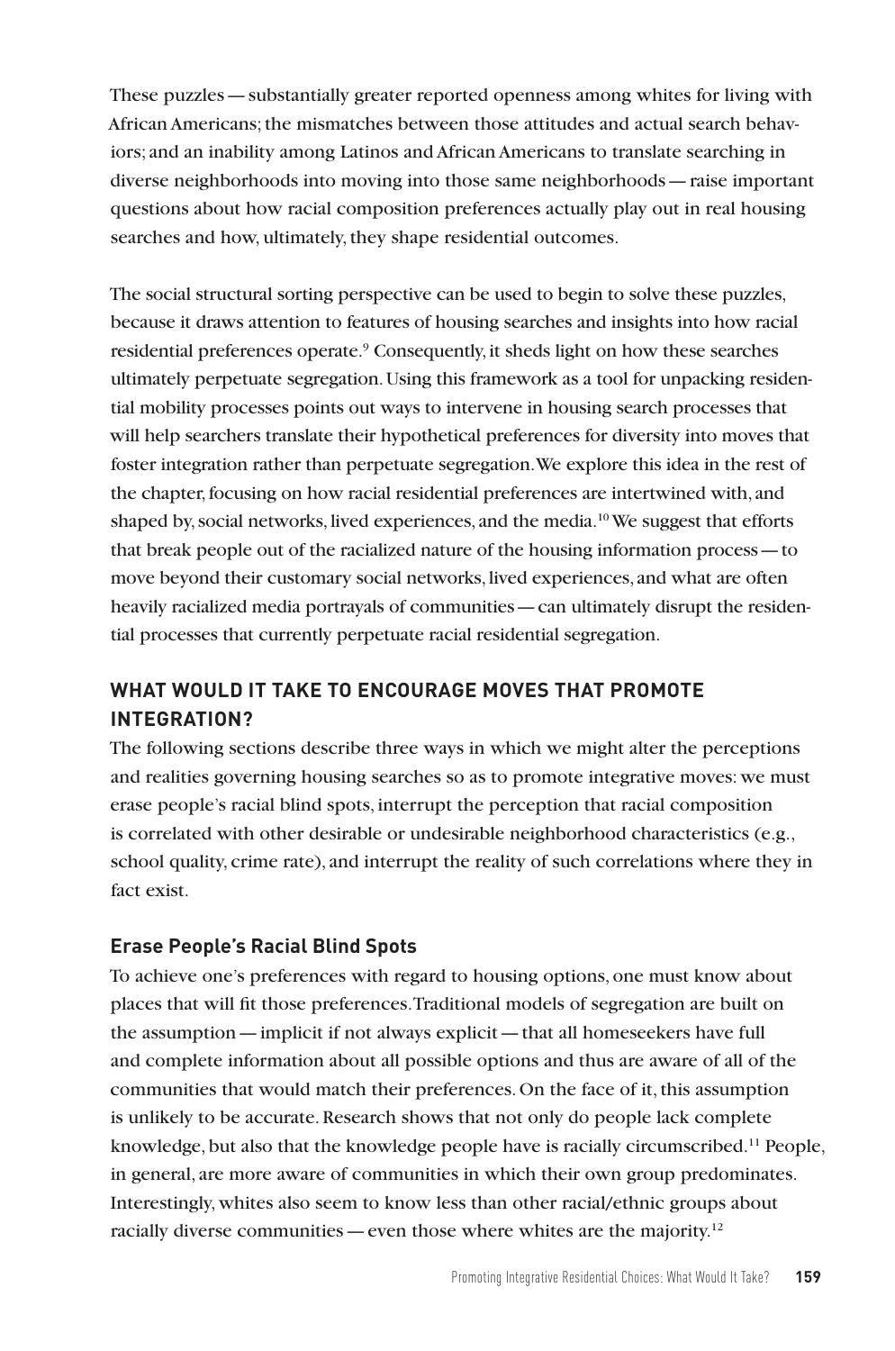These puzzles — substantially greater reported openness among whites for living with African Americans; the mismatches between those attitudes and actual search behaviors; and an inability among Latinos and African Americans to translate searching in diverse neighborhoods into moving into those same neighborhoods — raise important questions about how racial composition preferences actually play out in real housing searches and how, ultimately, they shape residential outcomes.

The social structural sorting perspective can be used to begin to solve these puzzles, because it draws attention to features of housing searches and insights into how racial residential preferences operate.[9] Consequently, it sheds light on how these searches ultimately perpetuate segregation. Using this framework as a tool for unpacking residential mobility processes points out ways to intervene in housing search processes that will help searchers translate their hypothetical preferences for diversity into moves that foster integration rather than perpetuate segregation. We explore this idea in the rest of the chapter, focusing on how racial residential preferences are intertwined with, and shaped by, social networks, lived experiences, and the media.[10] We suggest that efforts that break people out of the racialized nature of the housing information process — to move beyond their customary social networks, lived experiences, and what are often heavily racialized media portrayals of communities — can ultimately disrupt the residential processes that currently perpetuate racial residential segregation.

## WHAT WOULD IT TAKE TO ENCOURAGE MOVES THAT PROMOTE INTEGRATION?

The following sections describe three ways in which we might alter the perceptions and realities governing housing searches so as to promote integrative moves: we must erase people's racial blind spots, interrupt the perception that racial composition is correlated with other desirable or undesirable neighborhood characteristics (e.g., school quality, crime rate), and interrupt the reality of such correlations where they in fact exist.

### Erase People's Racial Blind Spots

To achieve one's preferences with regard to housing options, one must know about places that will fit those preferences. Traditional models of segregation are built on the assumption — implicit if not always explicit — that all homeseekers have full and complete information about all possible options and thus are aware of all of the communities that would match their preferences. On the face of it, this assumption is unlikely to be accurate. Research shows that not only do people lack complete knowledge, but also that the knowledge people have is racially circumscribed.[11] People, in general, are more aware of communities in which their own group predominates. Interestingly, whites also seem to know less than other racial/ethnic groups about racially diverse communities — even those where whites are the majority.[12]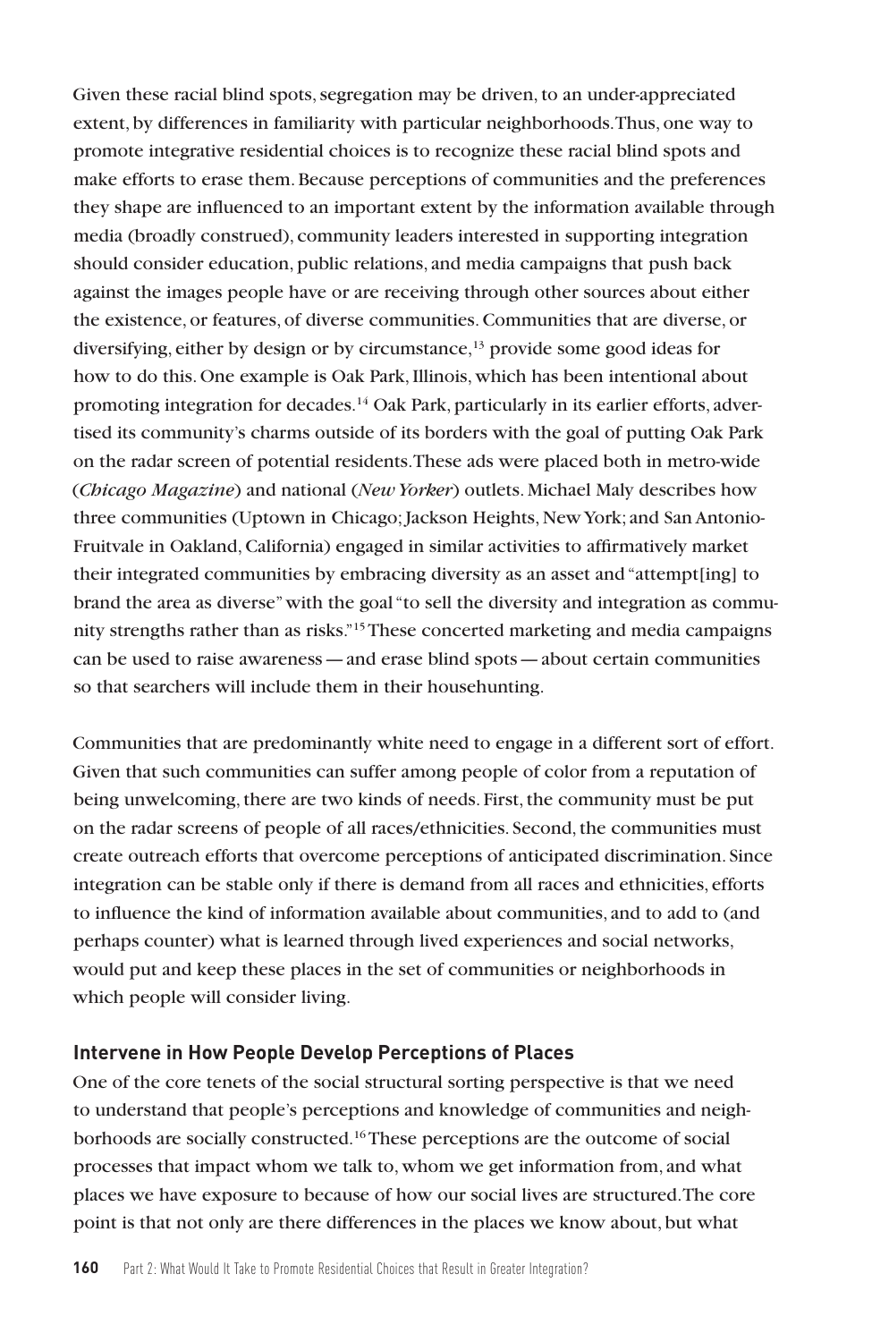Given these racial blind spots, segregation may be driven, to an under-appreciated extent, by differences in familiarity with particular neighborhoods. Thus, one way to promote integrative residential choices is to recognize these racial blind spots and make efforts to erase them. Because perceptions of communities and the preferences they shape are influenced to an important extent by the information available through media (broadly construed), community leaders interested in supporting integration should consider education, public relations, and media campaigns that push back against the images people have or are receiving through other sources about either the existence, or features, of diverse communities. Communities that are diverse, or diversifying, either by design or by circumstance,[13] provide some good ideas for how to do this. One example is Oak Park, Illinois, which has been intentional about promoting integration for decades.[14] Oak Park, particularly in its earlier efforts, advertised its community's charms outside of its borders with the goal of putting Oak Park on the radar screen of potential residents. These ads were placed both in metro-wide (*Chicago Magazine*) and national (*New Yorker*) outlets. Michael Maly describes how three communities (Uptown in Chicago; Jackson Heights, New York; and San Antonio-Fruitvale in Oakland, California) engaged in similar activities to affirmatively market their integrated communities by embracing diversity as an asset and "attempt[ing] to brand the area as diverse" with the goal "to sell the diversity and integration as community strengths rather than as risks."[15] These concerted marketing and media campaigns can be used to raise awareness — and erase blind spots — about certain communities so that searchers will include them in their househunting.

Communities that are predominantly white need to engage in a different sort of effort. Given that such communities can suffer among people of color from a reputation of being unwelcoming, there are two kinds of needs. First, the community must be put on the radar screens of people of all races/ethnicities. Second, the communities must create outreach efforts that overcome perceptions of anticipated discrimination. Since integration can be stable only if there is demand from all races and ethnicities, efforts to influence the kind of information available about communities, and to add to (and perhaps counter) what is learned through lived experiences and social networks, would put and keep these places in the set of communities or neighborhoods in which people will consider living.

### Intervene in How People Develop Perceptions of Places

One of the core tenets of the social structural sorting perspective is that we need to understand that people's perceptions and knowledge of communities and neighborhoods are socially constructed.[16] These perceptions are the outcome of social processes that impact whom we talk to, whom we get information from, and what places we have exposure to because of how our social lives are structured. The core point is that not only are there differences in the places we know about, but what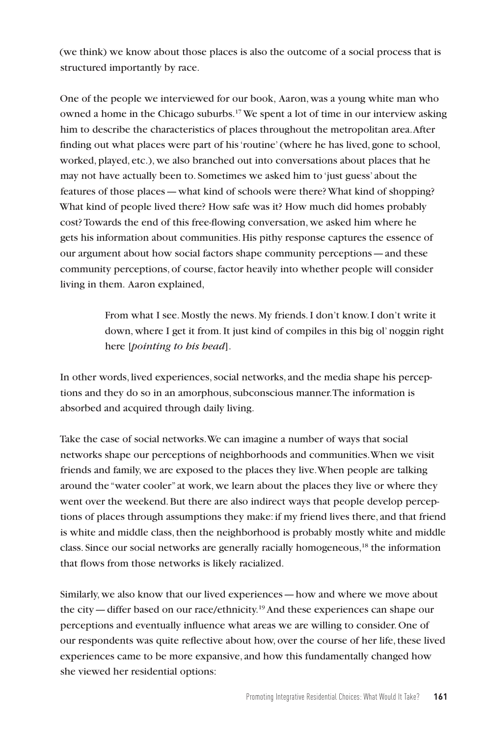(we think) we know about those places is also the outcome of a social process that is structured importantly by race.

One of the people we interviewed for our book, Aaron, was a young white man who owned a home in the Chicago suburbs.[17] We spent a lot of time in our interview asking him to describe the characteristics of places throughout the metropolitan area. After finding out what places were part of his 'routine' (where he has lived, gone to school, worked, played, etc.), we also branched out into conversations about places that he may not have actually been to. Sometimes we asked him to 'just guess' about the features of those places — what kind of schools were there? What kind of shopping? What kind of people lived there? How safe was it? How much did homes probably cost? Towards the end of this free-flowing conversation, we asked him where he gets his information about communities. His pithy response captures the essence of our argument about how social factors shape community perceptions — and these community perceptions, of course, factor heavily into whether people will consider living in them. Aaron explained,

> From what I see. Mostly the news. My friends. I don't know. I don't write it down, where I get it from. It just kind of compiles in this big ol' noggin right here [*pointing to his head*].

In other words, lived experiences, social networks, and the media shape his perceptions and they do so in an amorphous, subconscious manner. The information is absorbed and acquired through daily living.

Take the case of social networks. We can imagine a number of ways that social networks shape our perceptions of neighborhoods and communities. When we visit friends and family, we are exposed to the places they live. When people are talking around the "water cooler" at work, we learn about the places they live or where they went over the weekend. But there are also indirect ways that people develop perceptions of places through assumptions they make: if my friend lives there, and that friend is white and middle class, then the neighborhood is probably mostly white and middle class. Since our social networks are generally racially homogeneous,[18] the information that flows from those networks is likely racialized.

Similarly, we also know that our lived experiences — how and where we move about the city — differ based on our race/ethnicity.[19] And these experiences can shape our perceptions and eventually influence what areas we are willing to consider. One of our respondents was quite reflective about how, over the course of her life, these lived experiences came to be more expansive, and how this fundamentally changed how she viewed her residential options: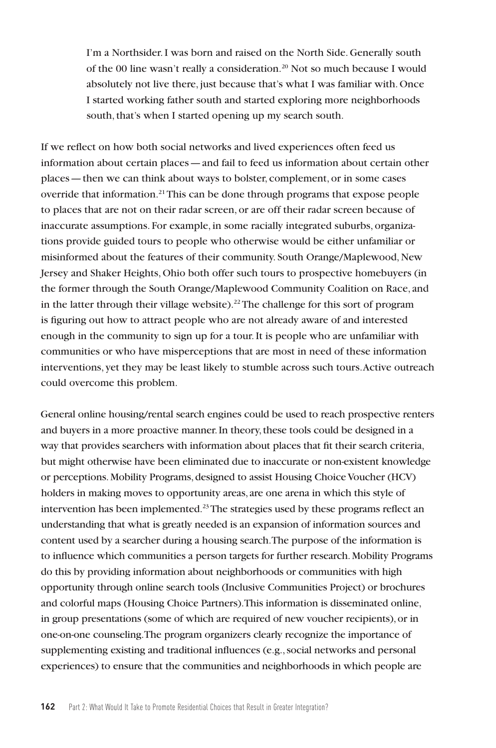> I'm a Northsider. I was born and raised on the North Side. Generally south of the 00 line wasn't really a consideration.[20] Not so much because I would absolutely not live there, just because that's what I was familiar with. Once I started working father south and started exploring more neighborhoods south, that's when I started opening up my search south.

If we reflect on how both social networks and lived experiences often feed us information about certain places — and fail to feed us information about certain other places — then we can think about ways to bolster, complement, or in some cases override that information.[21] This can be done through programs that expose people to places that are not on their radar screen, or are off their radar screen because of inaccurate assumptions. For example, in some racially integrated suburbs, organizations provide guided tours to people who otherwise would be either unfamiliar or misinformed about the features of their community. South Orange/Maplewood, New Jersey and Shaker Heights, Ohio both offer such tours to prospective homebuyers (in the former through the South Orange/Maplewood Community Coalition on Race, and in the latter through their village website).[22] The challenge for this sort of program is figuring out how to attract people who are not already aware of and interested enough in the community to sign up for a tour. It is people who are unfamiliar with communities or who have misperceptions that are most in need of these information interventions, yet they may be least likely to stumble across such tours. Active outreach could overcome this problem.

General online housing/rental search engines could be used to reach prospective renters and buyers in a more proactive manner. In theory, these tools could be designed in a way that provides searchers with information about places that fit their search criteria, but might otherwise have been eliminated due to inaccurate or non-existent knowledge or perceptions. Mobility Programs, designed to assist Housing Choice Voucher (HCV) holders in making moves to opportunity areas, are one arena in which this style of intervention has been implemented.[23] The strategies used by these programs reflect an understanding that what is greatly needed is an expansion of information sources and content used by a searcher during a housing search. The purpose of the information is to influence which communities a person targets for further research. Mobility Programs do this by providing information about neighborhoods or communities with high opportunity through online search tools (Inclusive Communities Project) or brochures and colorful maps (Housing Choice Partners). This information is disseminated online, in group presentations (some of which are required of new voucher recipients), or in one-on-one counseling. The program organizers clearly recognize the importance of supplementing existing and traditional influences (e.g., social networks and personal experiences) to ensure that the communities and neighborhoods in which people are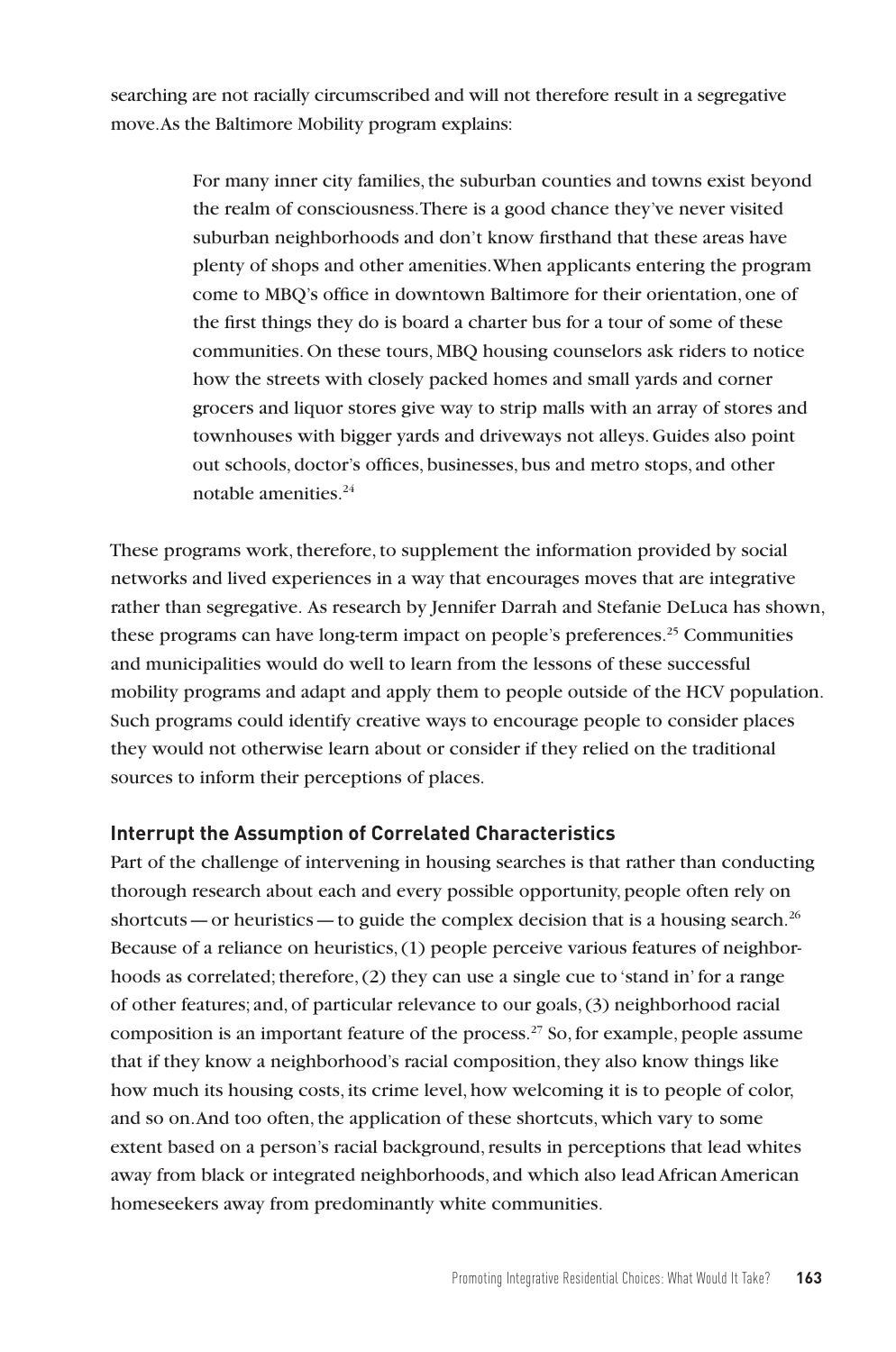searching are not racially circumscribed and will not therefore result in a segregative move. As the Baltimore Mobility program explains:

> For many inner city families, the suburban counties and towns exist beyond the realm of consciousness. There is a good chance they've never visited suburban neighborhoods and don't know firsthand that these areas have plenty of shops and other amenities. When applicants entering the program come to MBQ's office in downtown Baltimore for their orientation, one of the first things they do is board a charter bus for a tour of some of these communities. On these tours, MBQ housing counselors ask riders to notice how the streets with closely packed homes and small yards and corner grocers and liquor stores give way to strip malls with an array of stores and townhouses with bigger yards and driveways not alleys. Guides also point out schools, doctor's offices, businesses, bus and metro stops, and other notable amenities.[24]

These programs work, therefore, to supplement the information provided by social networks and lived experiences in a way that encourages moves that are integrative rather than segregative. As research by Jennifer Darrah and Stefanie DeLuca has shown, these programs can have long-term impact on people's preferences.[25] Communities and municipalities would do well to learn from the lessons of these successful mobility programs and adapt and apply them to people outside of the HCV population. Such programs could identify creative ways to encourage people to consider places they would not otherwise learn about or consider if they relied on the traditional sources to inform their perceptions of places.

### Interrupt the Assumption of Correlated Characteristics

Part of the challenge of intervening in housing searches is that rather than conducting thorough research about each and every possible opportunity, people often rely on shortcuts — or heuristics — to guide the complex decision that is a housing search.[26] Because of a reliance on heuristics, (1) people perceive various features of neighborhoods as correlated; therefore, (2) they can use a single cue to 'stand in' for a range of other features; and, of particular relevance to our goals, (3) neighborhood racial composition is an important feature of the process.[27] So, for example, people assume that if they know a neighborhood's racial composition, they also know things like how much its housing costs, its crime level, how welcoming it is to people of color, and so on. And too often, the application of these shortcuts, which vary to some extent based on a person's racial background, results in perceptions that lead whites away from black or integrated neighborhoods, and which also lead African American homeseekers away from predominantly white communities.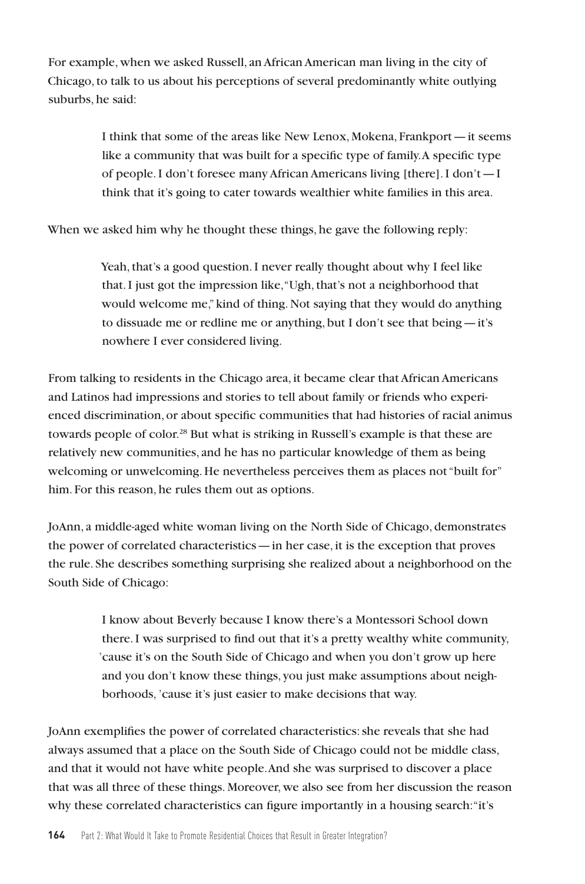For example, when we asked Russell, an African American man living in the city of Chicago, to talk to us about his perceptions of several predominantly white outlying suburbs, he said:

> I think that some of the areas like New Lenox, Mokena, Frankport — it seems like a community that was built for a specific type of family. A specific type of people. I don't foresee many African Americans living [there]. I don't — I think that it's going to cater towards wealthier white families in this area.

When we asked him why he thought these things, he gave the following reply:

> Yeah, that's a good question. I never really thought about why I feel like that. I just got the impression like, "Ugh, that's not a neighborhood that would welcome me," kind of thing. Not saying that they would do anything to dissuade me or redline me or anything, but I don't see that being — it's nowhere I ever considered living.

From talking to residents in the Chicago area, it became clear that African Americans and Latinos had impressions and stories to tell about family or friends who experienced discrimination, or about specific communities that had histories of racial animus towards people of color.[28] But what is striking in Russell's example is that these are relatively new communities, and he has no particular knowledge of them as being welcoming or unwelcoming. He nevertheless perceives them as places not "built for" him. For this reason, he rules them out as options.

JoAnn, a middle-aged white woman living on the North Side of Chicago, demonstrates the power of correlated characteristics — in her case, it is the exception that proves the rule. She describes something surprising she realized about a neighborhood on the South Side of Chicago:

> I know about Beverly because I know there's a Montessori School down there. I was surprised to find out that it's a pretty wealthy white community, 'cause it's on the South Side of Chicago and when you don't grow up here and you don't know these things, you just make assumptions about neighborhoods, 'cause it's just easier to make decisions that way.

JoAnn exemplifies the power of correlated characteristics: she reveals that she had always assumed that a place on the South Side of Chicago could not be middle class, and that it would not have white people. And she was surprised to discover a place that was all three of these things. Moreover, we also see from her discussion the reason why these correlated characteristics can figure importantly in a housing search: "it's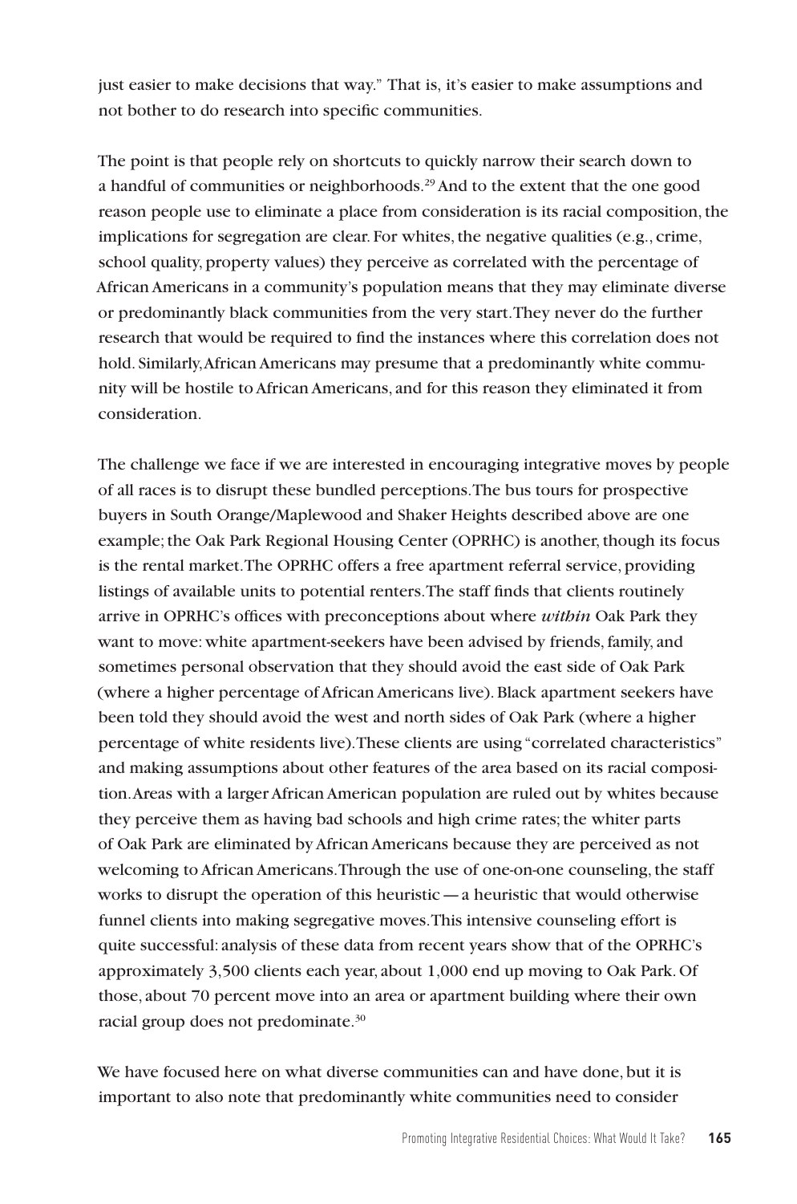just easier to make decisions that way." That is, it's easier to make assumptions and not bother to do research into specific communities.

The point is that people rely on shortcuts to quickly narrow their search down to a handful of communities or neighborhoods.[29] And to the extent that the one good reason people use to eliminate a place from consideration is its racial composition, the implications for segregation are clear. For whites, the negative qualities (e.g., crime, school quality, property values) they perceive as correlated with the percentage of African Americans in a community's population means that they may eliminate diverse or predominantly black communities from the very start. They never do the further research that would be required to find the instances where this correlation does not hold. Similarly, African Americans may presume that a predominantly white community will be hostile to African Americans, and for this reason they eliminated it from consideration.

The challenge we face if we are interested in encouraging integrative moves by people of all races is to disrupt these bundled perceptions. The bus tours for prospective buyers in South Orange/Maplewood and Shaker Heights described above are one example; the Oak Park Regional Housing Center (OPRHC) is another, though its focus is the rental market. The OPRHC offers a free apartment referral service, providing listings of available units to potential renters. The staff finds that clients routinely arrive in OPRHC's offices with preconceptions about where *within* Oak Park they want to move: white apartment-seekers have been advised by friends, family, and sometimes personal observation that they should avoid the east side of Oak Park (where a higher percentage of African Americans live). Black apartment seekers have been told they should avoid the west and north sides of Oak Park (where a higher percentage of white residents live). These clients are using "correlated characteristics" and making assumptions about other features of the area based on its racial composition. Areas with a larger African American population are ruled out by whites because they perceive them as having bad schools and high crime rates; the whiter parts of Oak Park are eliminated by African Americans because they are perceived as not welcoming to African Americans. Through the use of one-on-one counseling, the staff works to disrupt the operation of this heuristic — a heuristic that would otherwise funnel clients into making segregative moves. This intensive counseling effort is quite successful: analysis of these data from recent years show that of the OPRHC's approximately 3,500 clients each year, about 1,000 end up moving to Oak Park. Of those, about 70 percent move into an area or apartment building where their own racial group does not predominate.[30]

We have focused here on what diverse communities can and have done, but it is important to also note that predominantly white communities need to consider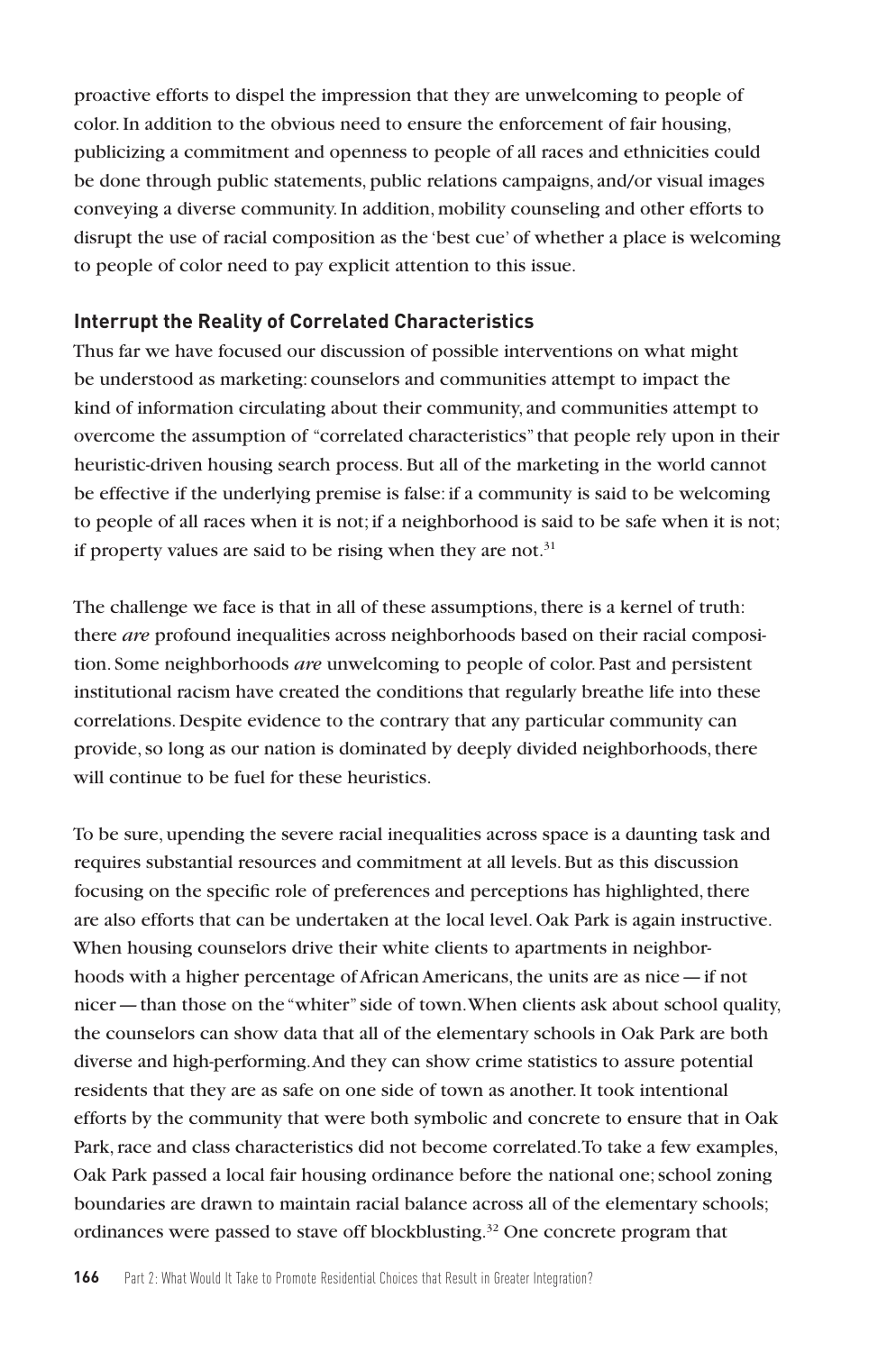proactive efforts to dispel the impression that they are unwelcoming to people of color. In addition to the obvious need to ensure the enforcement of fair housing, publicizing a commitment and openness to people of all races and ethnicities could be done through public statements, public relations campaigns, and/or visual images conveying a diverse community. In addition, mobility counseling and other efforts to disrupt the use of racial composition as the 'best cue' of whether a place is welcoming to people of color need to pay explicit attention to this issue.

### Interrupt the Reality of Correlated Characteristics

Thus far we have focused our discussion of possible interventions on what might be understood as marketing: counselors and communities attempt to impact the kind of information circulating about their community, and communities attempt to overcome the assumption of "correlated characteristics" that people rely upon in their heuristic-driven housing search process. But all of the marketing in the world cannot be effective if the underlying premise is false: if a community is said to be welcoming to people of all races when it is not; if a neighborhood is said to be safe when it is not; if property values are said to be rising when they are not.[31]

The challenge we face is that in all of these assumptions, there is a kernel of truth: there *are* profound inequalities across neighborhoods based on their racial composition. Some neighborhoods *are* unwelcoming to people of color. Past and persistent institutional racism have created the conditions that regularly breathe life into these correlations. Despite evidence to the contrary that any particular community can provide, so long as our nation is dominated by deeply divided neighborhoods, there will continue to be fuel for these heuristics.

To be sure, upending the severe racial inequalities across space is a daunting task and requires substantial resources and commitment at all levels. But as this discussion focusing on the specific role of preferences and perceptions has highlighted, there are also efforts that can be undertaken at the local level. Oak Park is again instructive. When housing counselors drive their white clients to apartments in neighborhoods with a higher percentage of African Americans, the units are as nice — if not nicer — than those on the "whiter" side of town. When clients ask about school quality, the counselors can show data that all of the elementary schools in Oak Park are both diverse and high-performing. And they can show crime statistics to assure potential residents that they are as safe on one side of town as another. It took intentional efforts by the community that were both symbolic and concrete to ensure that in Oak Park, race and class characteristics did not become correlated. To take a few examples, Oak Park passed a local fair housing ordinance before the national one; school zoning boundaries are drawn to maintain racial balance across all of the elementary schools; ordinances were passed to stave off blockblusting.[32] One concrete program that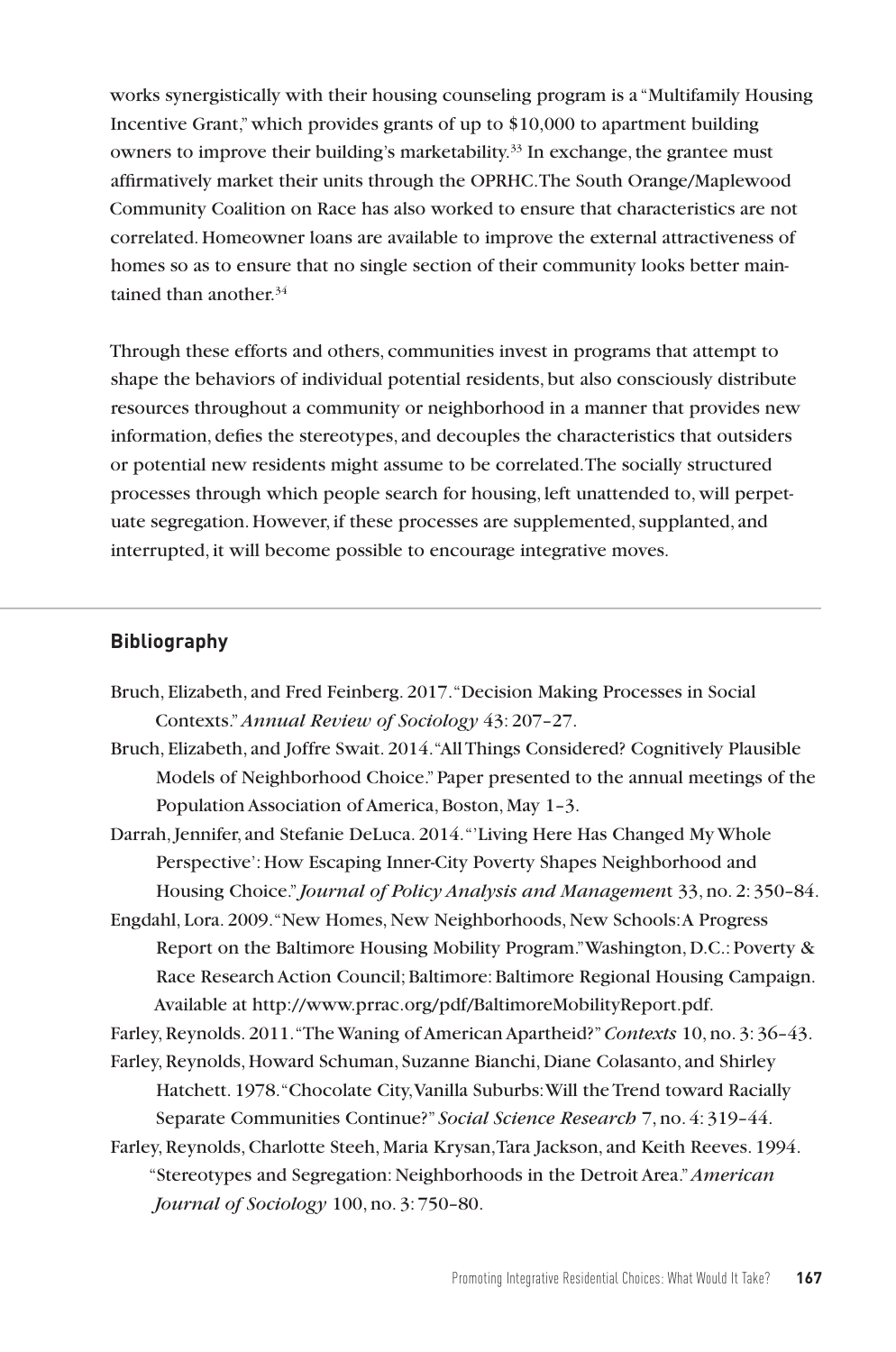works synergistically with their housing counseling program is a "Multifamily Housing Incentive Grant," which provides grants of up to $10,000 to apartment building owners to improve their building's marketability.[33] In exchange, the grantee must affirmatively market their units through the OPRHC. The South Orange/Maplewood Community Coalition on Race has also worked to ensure that characteristics are not correlated. Homeowner loans are available to improve the external attractiveness of homes so as to ensure that no single section of their community looks better maintained than another.[34]

Through these efforts and others, communities invest in programs that attempt to shape the behaviors of individual potential residents, but also consciously distribute resources throughout a community or neighborhood in a manner that provides new information, defies the stereotypes, and decouples the characteristics that outsiders or potential new residents might assume to be correlated. The socially structured processes through which people search for housing, left unattended to, will perpetuate segregation. However, if these processes are supplemented, supplanted, and interrupted, it will become possible to encourage integrative moves.

## Bibliography

Bruch, Elizabeth, and Fred Feinberg. 2017. "Decision Making Processes in Social Contexts." *Annual Review of Sociology* 43: 207–27.

Bruch, Elizabeth, and Joffre Swait. 2014. "All Things Considered? Cognitively Plausible Models of Neighborhood Choice." Paper presented to the annual meetings of the Population Association of America, Boston, May 1–3.

Darrah, Jennifer, and Stefanie DeLuca. 2014. "'Living Here Has Changed My Whole Perspective': How Escaping Inner-City Poverty Shapes Neighborhood and Housing Choice." *Journal of Policy Analysis and Management* 33, no. 2: 350–84.

Engdahl, Lora. 2009. "New Homes, New Neighborhoods, New Schools: A Progress Report on the Baltimore Housing Mobility Program." Washington, D.C.: Poverty & Race Research Action Council; Baltimore: Baltimore Regional Housing Campaign. Available at http://www.prrac.org/pdf/BaltimoreMobilityReport.pdf.

Farley, Reynolds. 2011. "The Waning of American Apartheid?" *Contexts* 10, no. 3: 36–43.

Farley, Reynolds, Howard Schuman, Suzanne Bianchi, Diane Colasanto, and Shirley Hatchett. 1978. "Chocolate City, Vanilla Suburbs: Will the Trend toward Racially Separate Communities Continue?" *Social Science Research* 7, no. 4: 319–44.

Farley, Reynolds, Charlotte Steeh, Maria Krysan, Tara Jackson, and Keith Reeves. 1994. "Stereotypes and Segregation: Neighborhoods in the Detroit Area." *American Journal of Sociology* 100, no. 3: 750–80.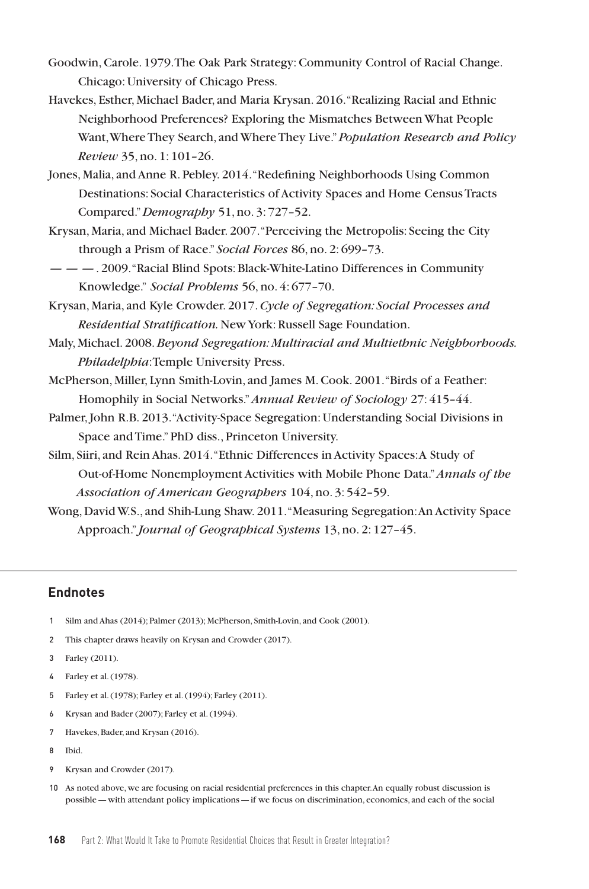Goodwin, Carole. 1979. The Oak Park Strategy: Community Control of Racial Change. Chicago: University of Chicago Press.

Havekes, Esther, Michael Bader, and Maria Krysan. 2016. "Realizing Racial and Ethnic Neighborhood Preferences? Exploring the Mismatches Between What People Want, Where They Search, and Where They Live." *Population Research and Policy Review* 35, no. 1: 101–26.

Jones, Malia, and Anne R. Pebley. 2014. "Redefining Neighborhoods Using Common Destinations: Social Characteristics of Activity Spaces and Home Census Tracts Compared." *Demography* 51, no. 3: 727–52.

Krysan, Maria, and Michael Bader. 2007. "Perceiving the Metropolis: Seeing the City through a Prism of Race." *Social Forces* 86, no. 2: 699–73.

— — —. 2009. "Racial Blind Spots: Black-White-Latino Differences in Community Knowledge." *Social Problems* 56, no. 4: 677–70.

Krysan, Maria, and Kyle Crowder. 2017. *Cycle of Segregation: Social Processes and Residential Stratification.* New York: Russell Sage Foundation.

Maly, Michael. 2008. *Beyond Segregation: Multiracial and Multiethnic Neighborhoods. Philadelphia*: Temple University Press.

McPherson, Miller, Lynn Smith-Lovin, and James M. Cook. 2001. "Birds of a Feather: Homophily in Social Networks." *Annual Review of Sociology* 27: 415–44.

Palmer, John R.B. 2013. "Activity-Space Segregation: Understanding Social Divisions in Space and Time." PhD diss., Princeton University.

Silm, Siiri, and Rein Ahas. 2014. "Ethnic Differences in Activity Spaces: A Study of Out-of-Home Nonemployment Activities with Mobile Phone Data." *Annals of the Association of American Geographers* 104, no. 3: 542–59.

Wong, David W.S., and Shih-Lung Shaw. 2011. "Measuring Segregation: An Activity Space Approach." *Journal of Geographical Systems* 13, no. 2: 127–45.

## Endnotes

1 Silm and Ahas (2014); Palmer (2013); McPherson, Smith-Lovin, and Cook (2001).

2 This chapter draws heavily on Krysan and Crowder (2017).

3 Farley (2011).

4 Farley et al. (1978).

5 Farley et al. (1978); Farley et al. (1994); Farley (2011).

6 Krysan and Bader (2007); Farley et al. (1994).

7 Havekes, Bader, and Krysan (2016).

8 Ibid.

9 Krysan and Crowder (2017).

10 As noted above, we are focusing on racial residential preferences in this chapter. An equally robust discussion is possible — with attendant policy implications — if we focus on discrimination, economics, and each of the social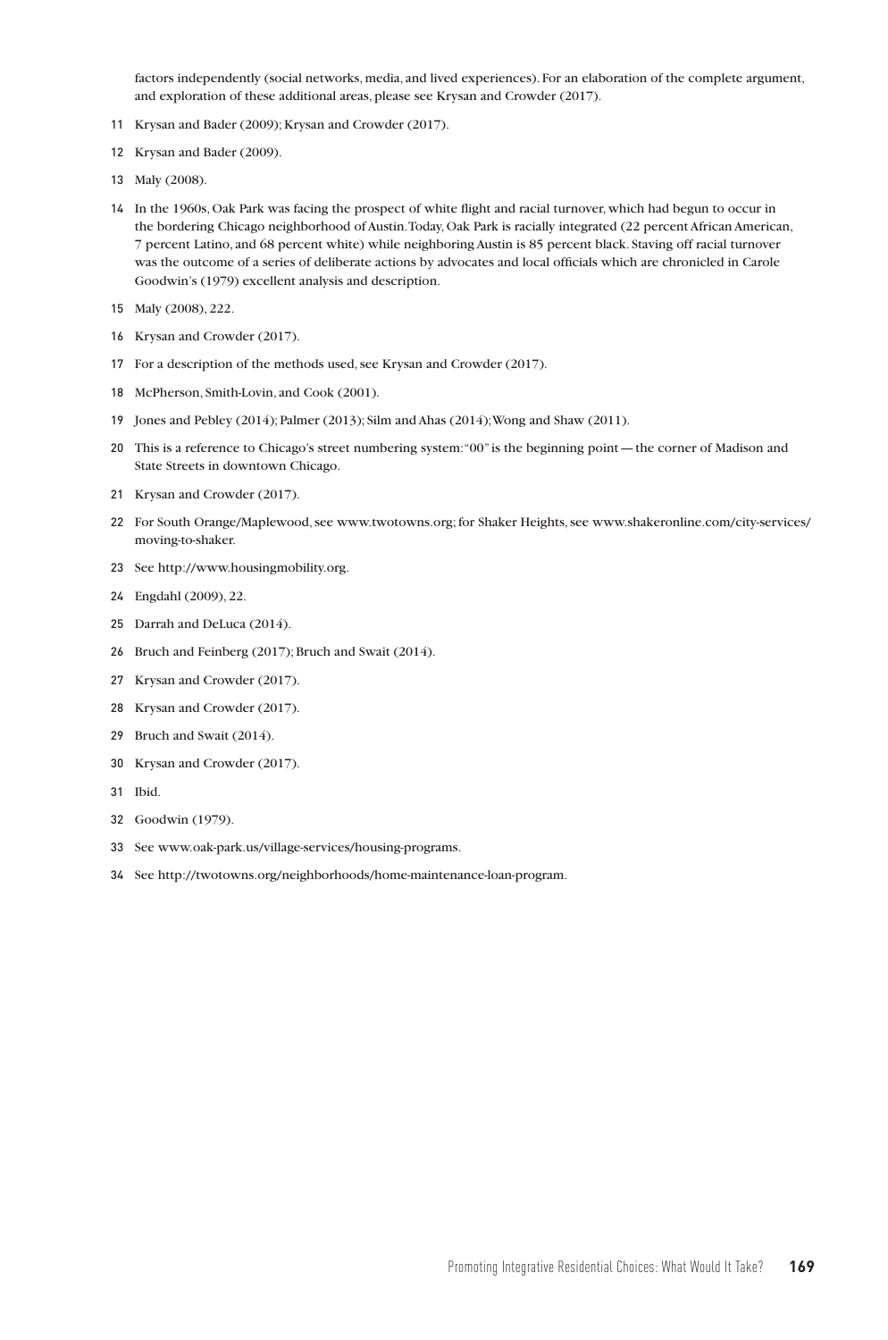factors independently (social networks, media, and lived experiences). For an elaboration of the complete argument, and exploration of these additional areas, please see Krysan and Crowder (2017).

11 Krysan and Bader (2009); Krysan and Crowder (2017).

12 Krysan and Bader (2009).

13 Maly (2008).

14 In the 1960s, Oak Park was facing the prospect of white flight and racial turnover, which had begun to occur in the bordering Chicago neighborhood of Austin. Today, Oak Park is racially integrated (22 percent African American, 7 percent Latino, and 68 percent white) while neighboring Austin is 85 percent black. Staving off racial turnover was the outcome of a series of deliberate actions by advocates and local officials which are chronicled in Carole Goodwin's (1979) excellent analysis and description.

15 Maly (2008), 222.

16 Krysan and Crowder (2017).

17 For a description of the methods used, see Krysan and Crowder (2017).

18 McPherson, Smith-Lovin, and Cook (2001).

19 Jones and Pebley (2014); Palmer (2013); Silm and Ahas (2014); Wong and Shaw (2011).

20 This is a reference to Chicago's street numbering system: "00" is the beginning point — the corner of Madison and State Streets in downtown Chicago.

21 Krysan and Crowder (2017).

22 For South Orange/Maplewood, see www.twotowns.org; for Shaker Heights, see www.shakeronline.com/city-services/moving-to-shaker.

23 See http://www.housingmobility.org.

24 Engdahl (2009), 22.

25 Darrah and DeLuca (2014).

26 Bruch and Feinberg (2017); Bruch and Swait (2014).

27 Krysan and Crowder (2017).

28 Krysan and Crowder (2017).

29 Bruch and Swait (2014).

30 Krysan and Crowder (2017).

31 Ibid.

32 Goodwin (1979).

33 See www.oak-park.us/village-services/housing-programs.

34 See http://twotowns.org/neighborhoods/home-maintenance-loan-program.